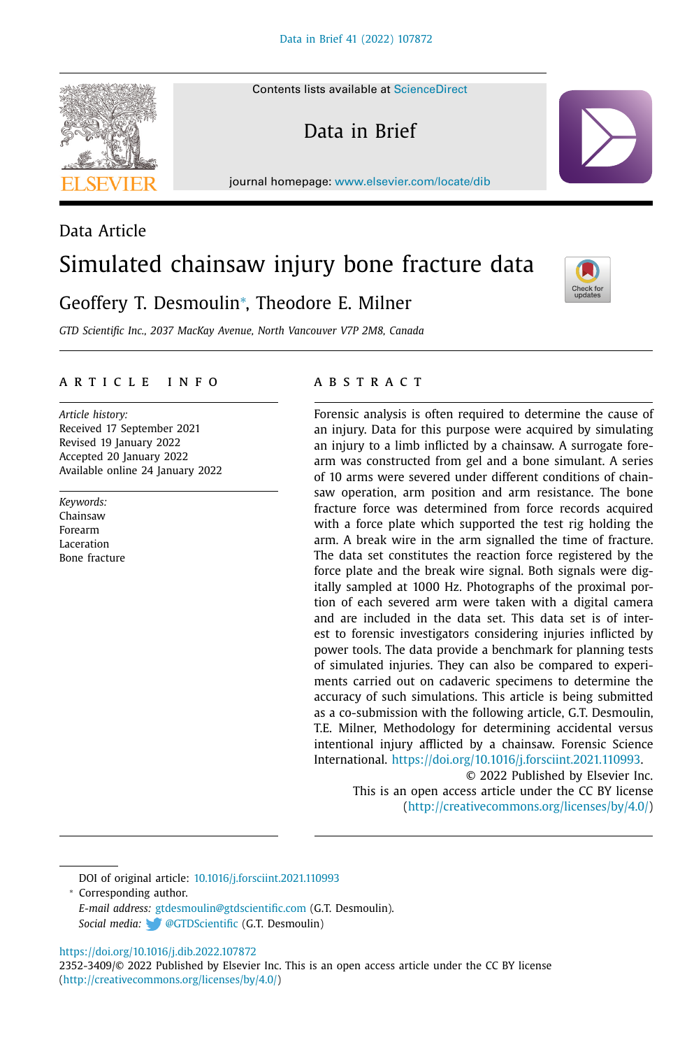Data Article

# Simulated chainsaw injury bone fracture data

Geoffrey T. Desmoulin*, Theodore E. Milner

*GTD Scientific Inc., 2037 MacKay Avenue, North Vancouver V7P 2M8, Canada*

## ARTICLE INFO

*Article history:*
Received 17 September 2021
Revised 19 January 2022
Accepted 20 January 2022
Available online 24 January 2022

*Keywords:*
Chainsaw
Forearm
Laceration
Bone fracture

## ABSTRACT

Forensic analysis is often required to determine the cause of an injury. Data for this purpose were acquired by simulating an injury to a limb inflicted by a chainsaw. A surrogate forearm was constructed from gel and a bone simulant. A series of 10 arms were severed under different conditions of chainsaw operation, arm position and arm resistance. The bone fracture force was determined from force records acquired with a force plate which supported the test rig holding the arm. A break wire in the arm signalled the time of fracture. The data set constitutes the reaction force registered by the force plate and the break wire signal. Both signals were digitally sampled at 1000 Hz. Photographs of the proximal portion of each severed arm were taken with a digital camera and are included in the data set. This data set is of interest to forensic investigators considering injuries inflicted by power tools. The data provide a benchmark for planning tests of simulated injuries. They can also be compared to experiments carried out on cadaveric specimens to determine the accuracy of such simulations. This article is being submitted as a co-submission with the following article, G.T. Desmoulin, T.E. Milner, Methodology for determining accidental versus intentional injury afflicted by a chainsaw. Forensic Science International. https://doi.org/10.1016/j.forsciint.2021.110993.

© 2022 Published by Elsevier Inc.
This is an open access article under the CC BY license (http://creativecommons.org/licenses/by/4.0/)

DOI of original article: 10.1016/j.forsciint.2021.110993

* Corresponding author.
*E-mail address:* gtdesmoulin@gtdscientific.com (G.T. Desmoulin).
*Social media:* @GTDScientific (G.T. Desmoulin)

https://doi.org/10.1016/j.dib.2022.107872
2352-3409/© 2022 Published by Elsevier Inc. This is an open access article under the CC BY license (http://creativecommons.org/licenses/by/4.0/)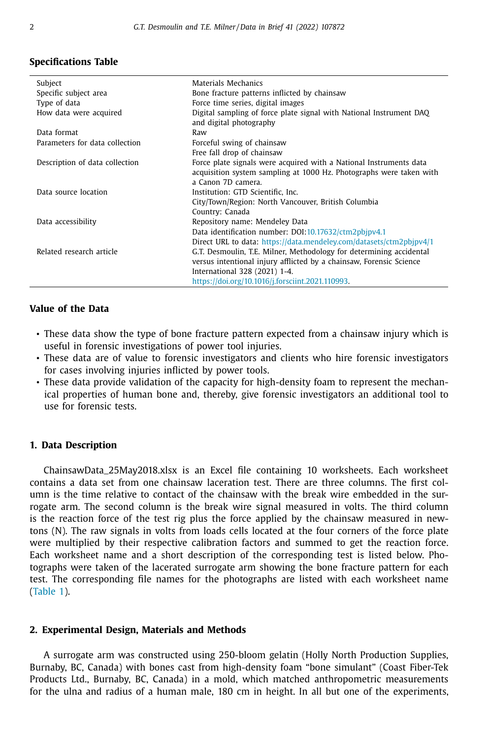## Specifications Table

| | |
|---|---|
| Subject | Materials Mechanics |
| Specific subject area | Bone fracture patterns inflicted by chainsaw |
| Type of data | Force time series, digital images |
| How data were acquired | Digital sampling of force plate signal with National Instrument DAQ and digital photography |
| Data format | Raw |
| Parameters for data collection | Forceful swing of chainsaw<br>Free fall drop of chainsaw |
| Description of data collection | Force plate signals were acquired with a National Instruments data acquisition system sampling at 1000 Hz. Photographs were taken with a Canon 7D camera. |
| Data source location | Institution: GTD Scientific, Inc.<br>City/Town/Region: North Vancouver, British Columbia<br>Country: Canada |
| Data accessibility | Repository name: Mendeley Data<br>Data identification number: DOI:10.17632/ctm2pbjpv4.1<br>Direct URL to data: https://data.mendeley.com/datasets/ctm2pbjpv4/1 |
| Related research article | G.T. Desmoulin, T.E. Milner, Methodology for determining accidental versus intentional injury afflicted by a chainsaw, Forensic Science International 328 (2021) 1-4.<br>https://doi.org/10.1016/j.forsciint.2021.110993. |

## Value of the Data

- These data show the type of bone fracture pattern expected from a chainsaw injury which is useful in forensic investigations of power tool injuries.
- These data are of value to forensic investigators and clients who hire forensic investigators for cases involving injuries inflicted by power tools.
- These data provide validation of the capacity for high-density foam to represent the mechanical properties of human bone and, thereby, give forensic investigators an additional tool to use for forensic tests.

## 1. Data Description

ChainsawData_25May2018.xlsx is an Excel file containing 10 worksheets. Each worksheet contains a data set from one chainsaw laceration test. There are three columns. The first column is the time relative to contact of the chainsaw with the break wire embedded in the surrogate arm. The second column is the break wire signal measured in volts. The third column is the reaction force of the test rig plus the force applied by the chainsaw measured in newtons (N). The raw signals in volts from loads cells located at the four corners of the force plate were multiplied by their respective calibration factors and summed to get the reaction force. Each worksheet name and a short description of the corresponding test is listed below. Photographs were taken of the lacerated surrogate arm showing the bone fracture pattern for each test. The corresponding file names for the photographs are listed with each worksheet name (Table 1).

## 2. Experimental Design, Materials and Methods

A surrogate arm was constructed using 250-bloom gelatin (Holly North Production Supplies, Burnaby, BC, Canada) with bones cast from high-density foam "bone simulant" (Coast Fiber-Tek Products Ltd., Burnaby, BC, Canada) in a mold, which matched anthropometric measurements for the ulna and radius of a human male, 180 cm in height. In all but one of the experiments,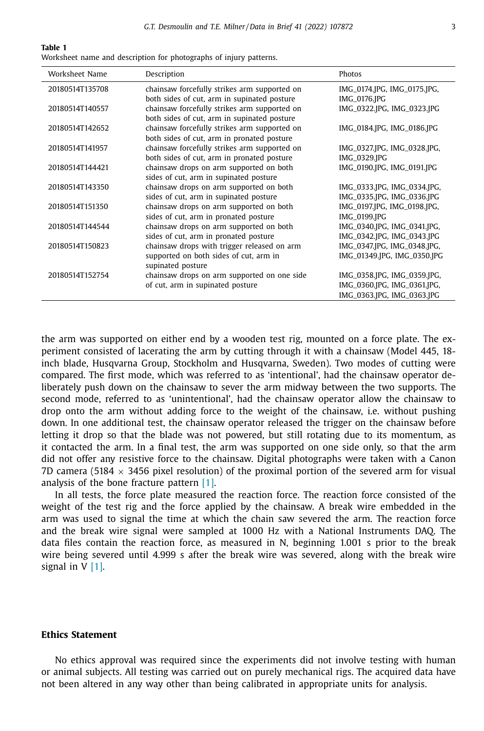**Table 1**
Worksheet name and description for photographs of injury patterns.

| Worksheet Name | Description | Photos |
|---|---|---|
| 20180514T135708 | chainsaw forcefully strikes arm supported on both sides of cut, arm in supinated posture | IMG_0174.JPG, IMG_0175.JPG, IMG_0176.JPG |
| 20180514T140557 | chainsaw forcefully strikes arm supported on both sides of cut, arm in supinated posture | IMG_0322.JPG, IMG_0323.JPG |
| 20180514T142652 | chainsaw forcefully strikes arm supported on both sides of cut, arm in pronated posture | IMG_0184.JPG, IMG_0186.JPG |
| 20180514T141957 | chainsaw forcefully strikes arm supported on both sides of cut, arm in pronated posture | IMG_0327.JPG, IMG_0328.JPG, IMG_0329.JPG |
| 20180514T144421 | chainsaw drops on arm supported on both sides of cut, arm in supinated posture | IMG_0190.JPG, IMG_0191.JPG |
| 20180514T143350 | chainsaw drops on arm supported on both sides of cut, arm in supinated posture | IMG_0333.JPG, IMG_0334.JPG, IMG_0335.JPG, IMG_0336.JPG |
| 20180514T151350 | chainsaw drops on arm supported on both sides of cut, arm in pronated posture | IMG_0197.JPG, IMG_0198.JPG, IMG_0199.JPG |
| 20180514T144544 | chainsaw drops on arm supported on both sides of cut, arm in pronated posture | IMG_0340.JPG, IMG_0341.JPG, IMG_0342.JPG, IMG_0343.JPG |
| 20180514T150823 | chainsaw drops with trigger released on arm supported on both sides of cut, arm in supinated posture | IMG_0347.JPG, IMG_0348.JPG, IMG_01349.JPG, IMG_0350.JPG |
| 20180514T152754 | chainsaw drops on arm supported on one side of cut, arm in supinated posture | IMG_0358.JPG, IMG_0359.JPG, IMG_0360.JPG, IMG_0361.JPG, IMG_0363.JPG, IMG_0363.JPG |

the arm was supported on either end by a wooden test rig, mounted on a force plate. The experiment consisted of lacerating the arm by cutting through it with a chainsaw (Model 445, 18-inch blade, Husqvarna Group, Stockholm and Husqvarna, Sweden). Two modes of cutting were compared. The first mode, which was referred to as 'intentional', had the chainsaw operator deliberately push down on the chainsaw to sever the arm midway between the two supports. The second mode, referred to as 'unintentional', had the chainsaw operator allow the chainsaw to drop onto the arm without adding force to the weight of the chainsaw, i.e. without pushing down. In one additional test, the chainsaw operator released the trigger on the chainsaw before letting it drop so that the blade was not powered, but still rotating due to its momentum, as it contacted the arm. In a final test, the arm was supported on one side only, so that the arm did not offer any resistive force to the chainsaw. Digital photographs were taken with a Canon 7D camera (5184 × 3456 pixel resolution) of the proximal portion of the severed arm for visual analysis of the bone fracture pattern [1].

In all tests, the force plate measured the reaction force. The reaction force consisted of the weight of the test rig and the force applied by the chainsaw. A break wire embedded in the arm was used to signal the time at which the chain saw severed the arm. The reaction force and the break wire signal were sampled at 1000 Hz with a National Instruments DAQ. The data files contain the reaction force, as measured in N, beginning 1.001 s prior to the break wire being severed until 4.999 s after the break wire was severed, along with the break wire signal in V [1].

## Ethics Statement

No ethics approval was required since the experiments did not involve testing with human or animal subjects. All testing was carried out on purely mechanical rigs. The acquired data have not been altered in any way other than being calibrated in appropriate units for analysis.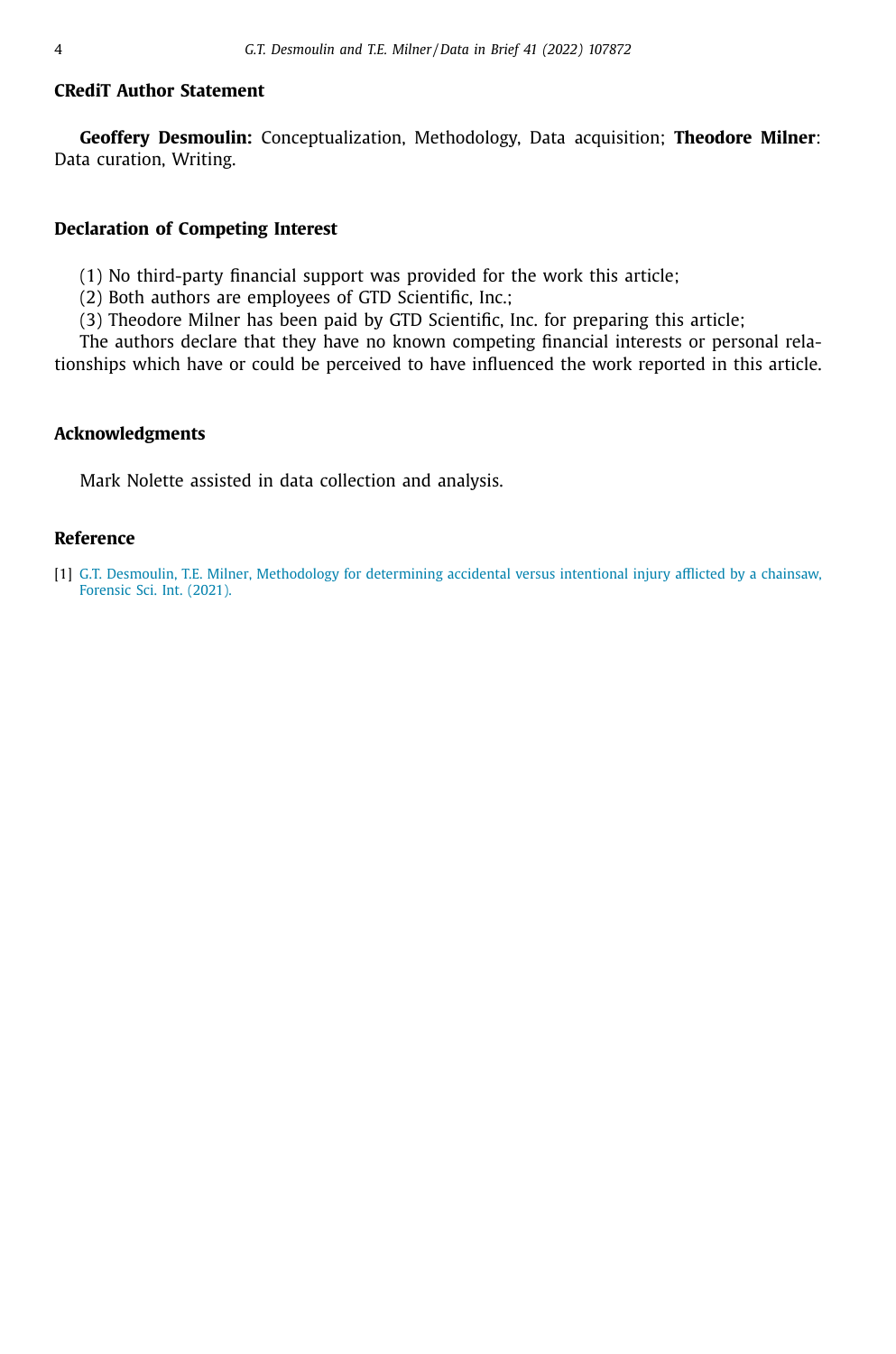## CRediT Author Statement

**Geoffery Desmoulin:** Conceptualization, Methodology, Data acquisition; **Theodore Milner**: Data curation, Writing.

## Declaration of Competing Interest

(1) No third-party financial support was provided for the work this article;
(2) Both authors are employees of GTD Scientific, Inc.;
(3) Theodore Milner has been paid by GTD Scientific, Inc. for preparing this article;
The authors declare that they have no known competing financial interests or personal relationships which have or could be perceived to have influenced the work reported in this article.

## Acknowledgments

Mark Nolette assisted in data collection and analysis.

## Reference

[1] G.T. Desmoulin, T.E. Milner, Methodology for determining accidental versus intentional injury afflicted by a chainsaw, Forensic Sci. Int. (2021).